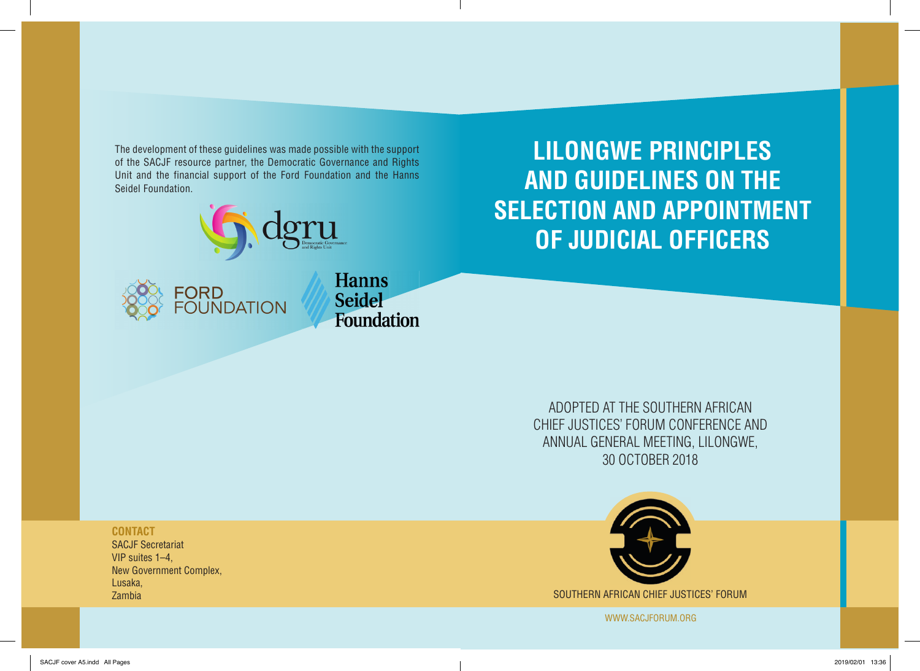# LILONGWE PRINCIPLES AND GUIDELINES ON THE SELECTION AND APPOINTMENT OF JUDICIAL OFFICERS

ADOPTED AT THE SOUTHERN AFRICAN CHIEF JUSTICES' FORUM CONFERENCE AND ANNUAL GENERAL MEETING, LILONGWE, 30 OCTOBER 2018

SOUTHERN AFRICAN CHIEF JUSTICES' FORUM

WWW.SACJFORUM.ORG

The development of these guidelines was made possible with the support of the SACJF resource partner, the Democratic Governance and Rights Unit and the financial support of the Ford Foundation and the Hanns Seidel Foundation.

dgru — Democratic Governance and Rights Unit

FORD FOUNDATION

Hanns Seidel Foundation

**CONTACT**

SACJF Secretariat
VIP suites 1–4,
New Government Complex,
Lusaka,
Zambia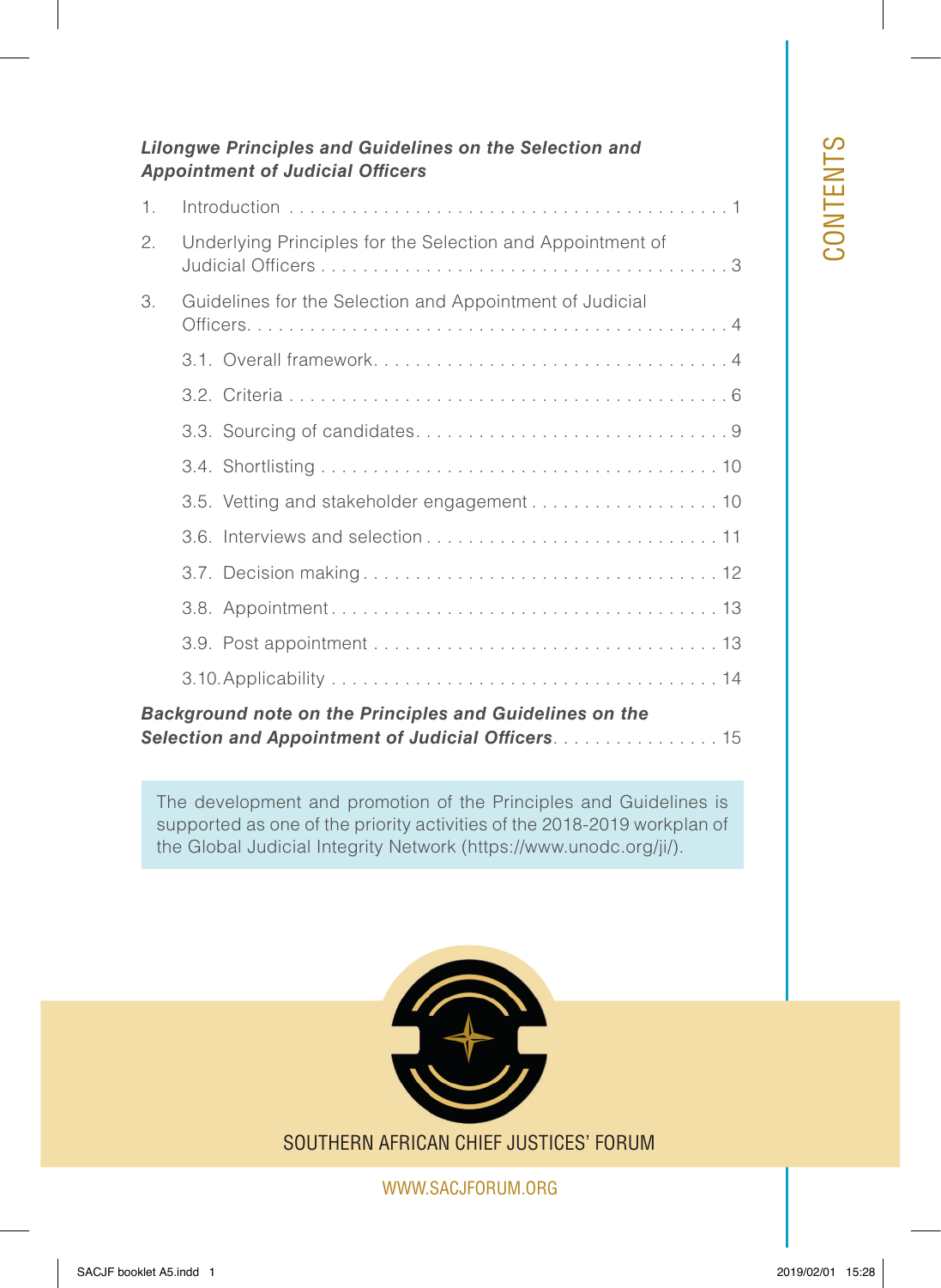# CONTENTS

***Lilongwe Principles and Guidelines on the Selection and Appointment of Judicial Officers***

1. Introduction . . . . . . . . . . 1
2. Underlying Principles for the Selection and Appointment of Judicial Officers . . . . . . . . . . 3
3. Guidelines for the Selection and Appointment of Judicial Officers . . . . . . . . . . 4
    - 3.1. Overall framework . . . . . . . . . . 4
    - 3.2. Criteria . . . . . . . . . . 6
    - 3.3. Sourcing of candidates . . . . . . . . . . 9
    - 3.4. Shortlisting . . . . . . . . . . 10
    - 3.5. Vetting and stakeholder engagement . . . . . . . . . . 10
    - 3.6. Interviews and selection . . . . . . . . . . 11
    - 3.7. Decision making . . . . . . . . . . 12
    - 3.8. Appointment . . . . . . . . . . 13
    - 3.9. Post appointment . . . . . . . . . . 13
    - 3.10. Applicability . . . . . . . . . . 14

***Background note on the Principles and Guidelines on the Selection and Appointment of Judicial Officers*** . . . . . . . . . . 15

The development and promotion of the Principles and Guidelines is supported as one of the priority activities of the 2018-2019 workplan of the Global Judicial Integrity Network (https://www.unodc.org/ji/).

SOUTHERN AFRICAN CHIEF JUSTICES' FORUM

WWW.SACJFORUM.ORG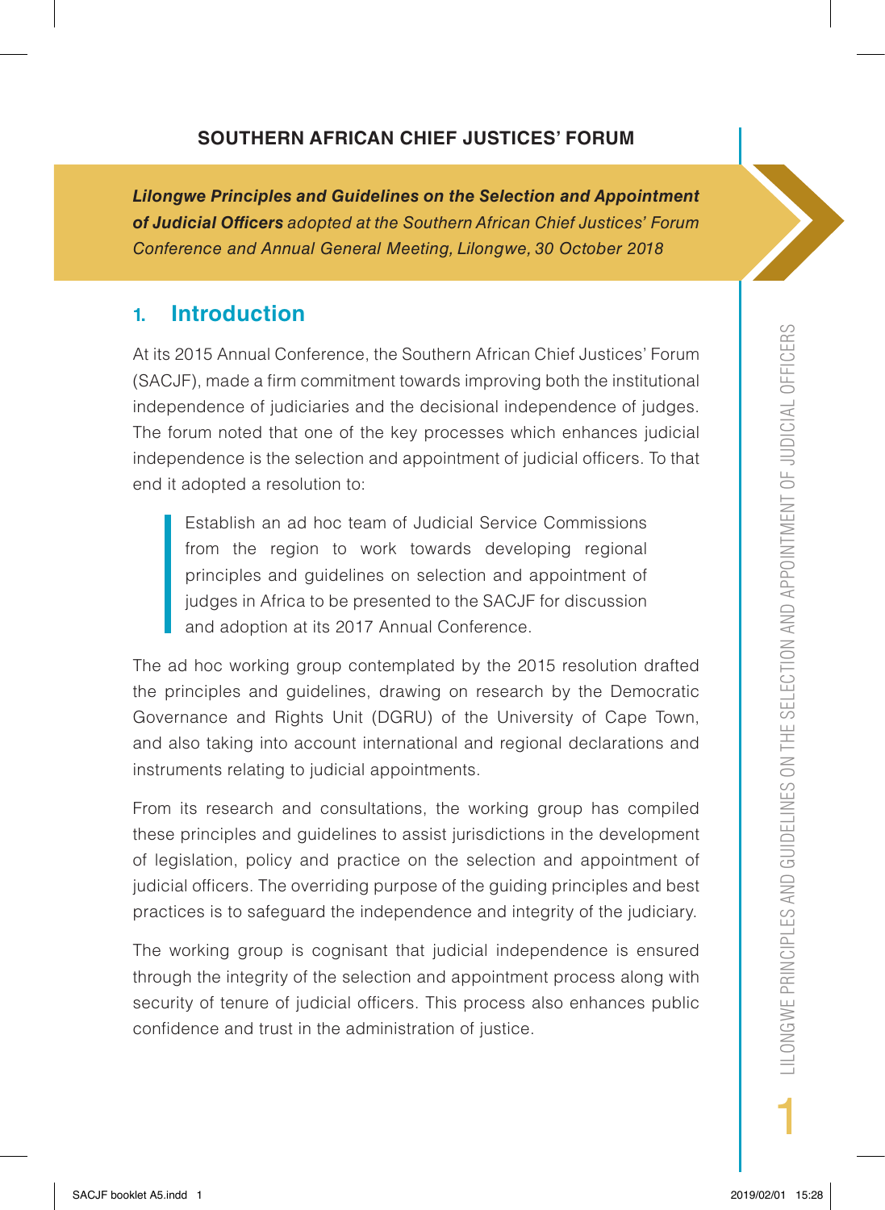**SOUTHERN AFRICAN CHIEF JUSTICES' FORUM**

***Lilongwe Principles and Guidelines on the Selection and Appointment of Judicial Officers*** *adopted at the Southern African Chief Justices' Forum Conference and Annual General Meeting, Lilongwe, 30 October 2018*

## 1. Introduction

At its 2015 Annual Conference, the Southern African Chief Justices' Forum (SACJF), made a firm commitment towards improving both the institutional independence of judiciaries and the decisional independence of judges. The forum noted that one of the key processes which enhances judicial independence is the selection and appointment of judicial officers. To that end it adopted a resolution to:

> Establish an ad hoc team of Judicial Service Commissions from the region to work towards developing regional principles and guidelines on selection and appointment of judges in Africa to be presented to the SACJF for discussion and adoption at its 2017 Annual Conference.

The ad hoc working group contemplated by the 2015 resolution drafted the principles and guidelines, drawing on research by the Democratic Governance and Rights Unit (DGRU) of the University of Cape Town, and also taking into account international and regional declarations and instruments relating to judicial appointments.

From its research and consultations, the working group has compiled these principles and guidelines to assist jurisdictions in the development of legislation, policy and practice on the selection and appointment of judicial officers. The overriding purpose of the guiding principles and best practices is to safeguard the independence and integrity of the judiciary.

The working group is cognisant that judicial independence is ensured through the integrity of the selection and appointment process along with security of tenure of judicial officers. This process also enhances public confidence and trust in the administration of justice.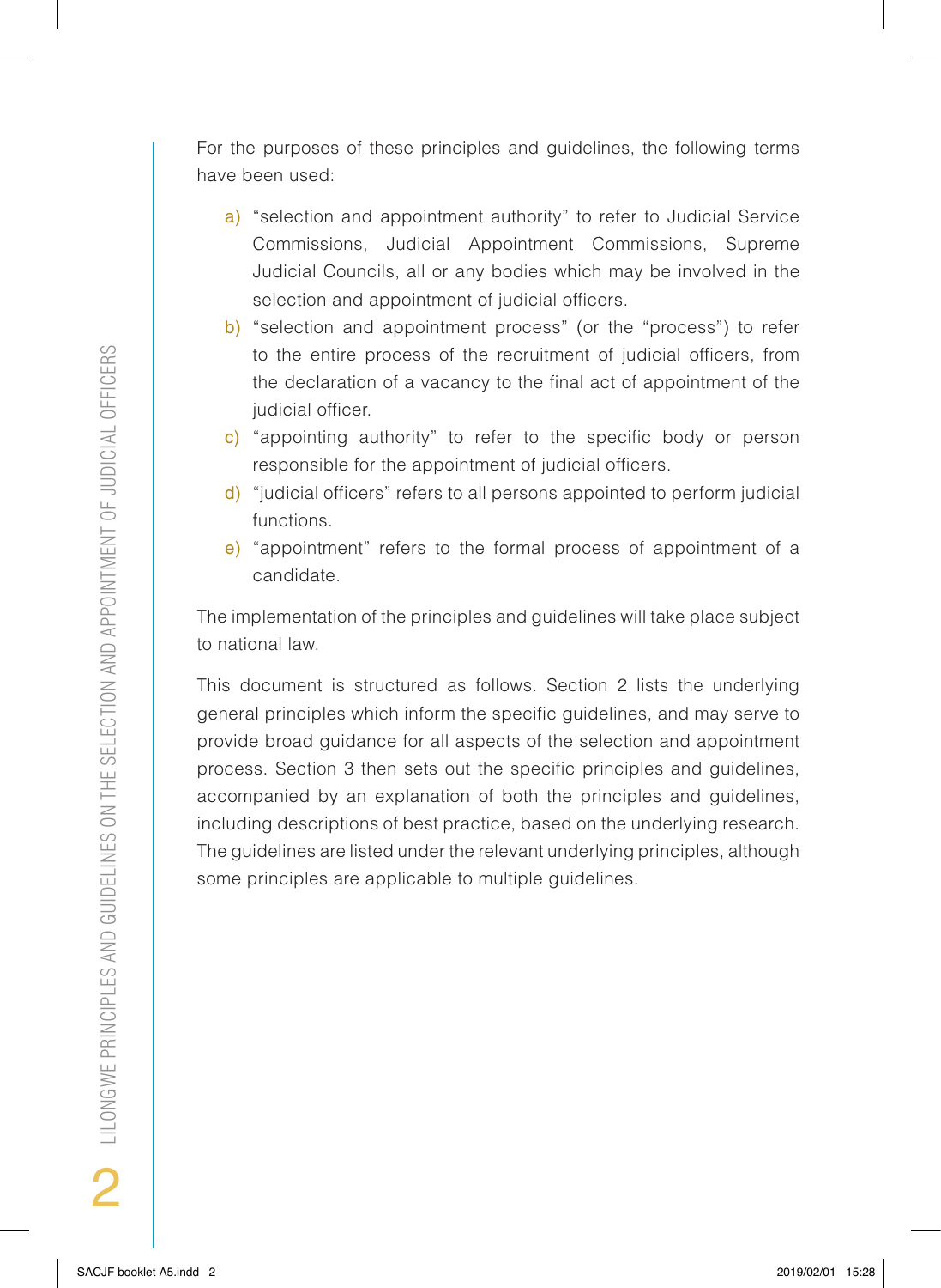For the purposes of these principles and guidelines, the following terms have been used:

a) "selection and appointment authority" to refer to Judicial Service Commissions, Judicial Appointment Commissions, Supreme Judicial Councils, all or any bodies which may be involved in the selection and appointment of judicial officers.
b) "selection and appointment process" (or the "process") to refer to the entire process of the recruitment of judicial officers, from the declaration of a vacancy to the final act of appointment of the judicial officer.
c) "appointing authority" to refer to the specific body or person responsible for the appointment of judicial officers.
d) "judicial officers" refers to all persons appointed to perform judicial functions.
e) "appointment" refers to the formal process of appointment of a candidate.

The implementation of the principles and guidelines will take place subject to national law.

This document is structured as follows. Section 2 lists the underlying general principles which inform the specific guidelines, and may serve to provide broad guidance for all aspects of the selection and appointment process. Section 3 then sets out the specific principles and guidelines, accompanied by an explanation of both the principles and guidelines, including descriptions of best practice, based on the underlying research. The guidelines are listed under the relevant underlying principles, although some principles are applicable to multiple guidelines.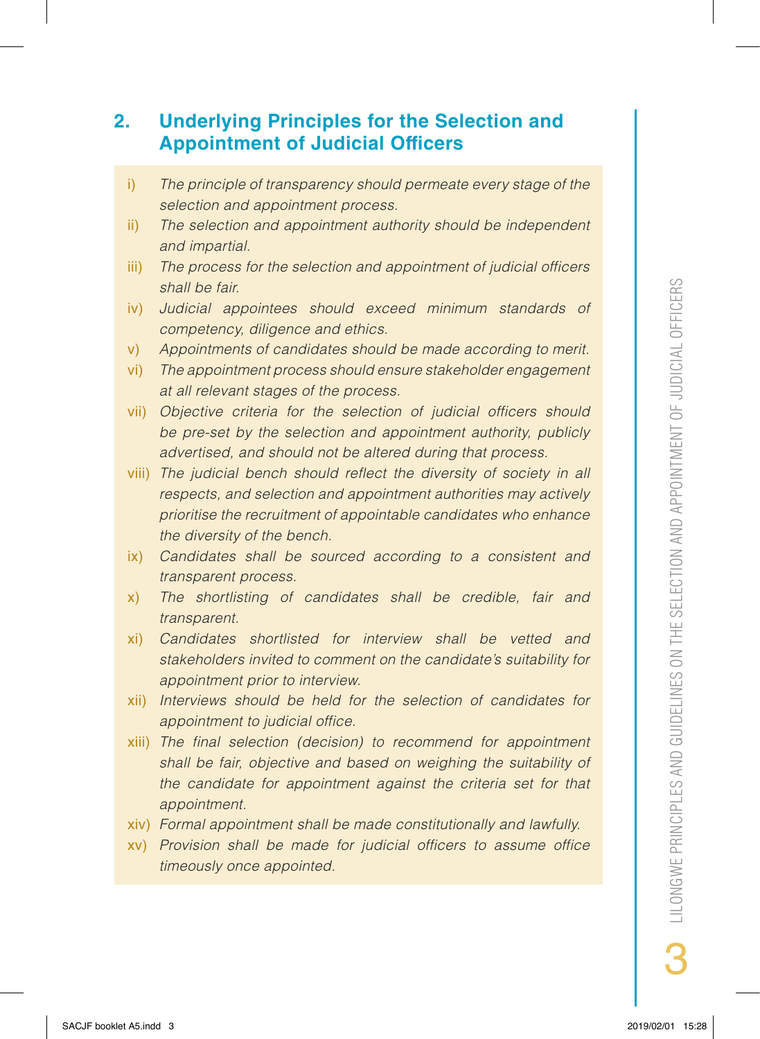## 2. Underlying Principles for the Selection and Appointment of Judicial Officers

i) *The principle of transparency should permeate every stage of the selection and appointment process.*

ii) *The selection and appointment authority should be independent and impartial.*

iii) *The process for the selection and appointment of judicial officers shall be fair.*

iv) *Judicial appointees should exceed minimum standards of competency, diligence and ethics.*

v) *Appointments of candidates should be made according to merit.*

vi) *The appointment process should ensure stakeholder engagement at all relevant stages of the process.*

vii) *Objective criteria for the selection of judicial officers should be pre-set by the selection and appointment authority, publicly advertised, and should not be altered during that process.*

viii) *The judicial bench should reflect the diversity of society in all respects, and selection and appointment authorities may actively prioritise the recruitment of appointable candidates who enhance the diversity of the bench.*

ix) *Candidates shall be sourced according to a consistent and transparent process.*

x) *The shortlisting of candidates shall be credible, fair and transparent.*

xi) *Candidates shortlisted for interview shall be vetted and stakeholders invited to comment on the candidate's suitability for appointment prior to interview.*

xii) *Interviews should be held for the selection of candidates for appointment to judicial office.*

xiii) *The final selection (decision) to recommend for appointment shall be fair, objective and based on weighing the suitability of the candidate for appointment against the criteria set for that appointment.*

xiv) *Formal appointment shall be made constitutionally and lawfully.*

xv) *Provision shall be made for judicial officers to assume office timeously once appointed.*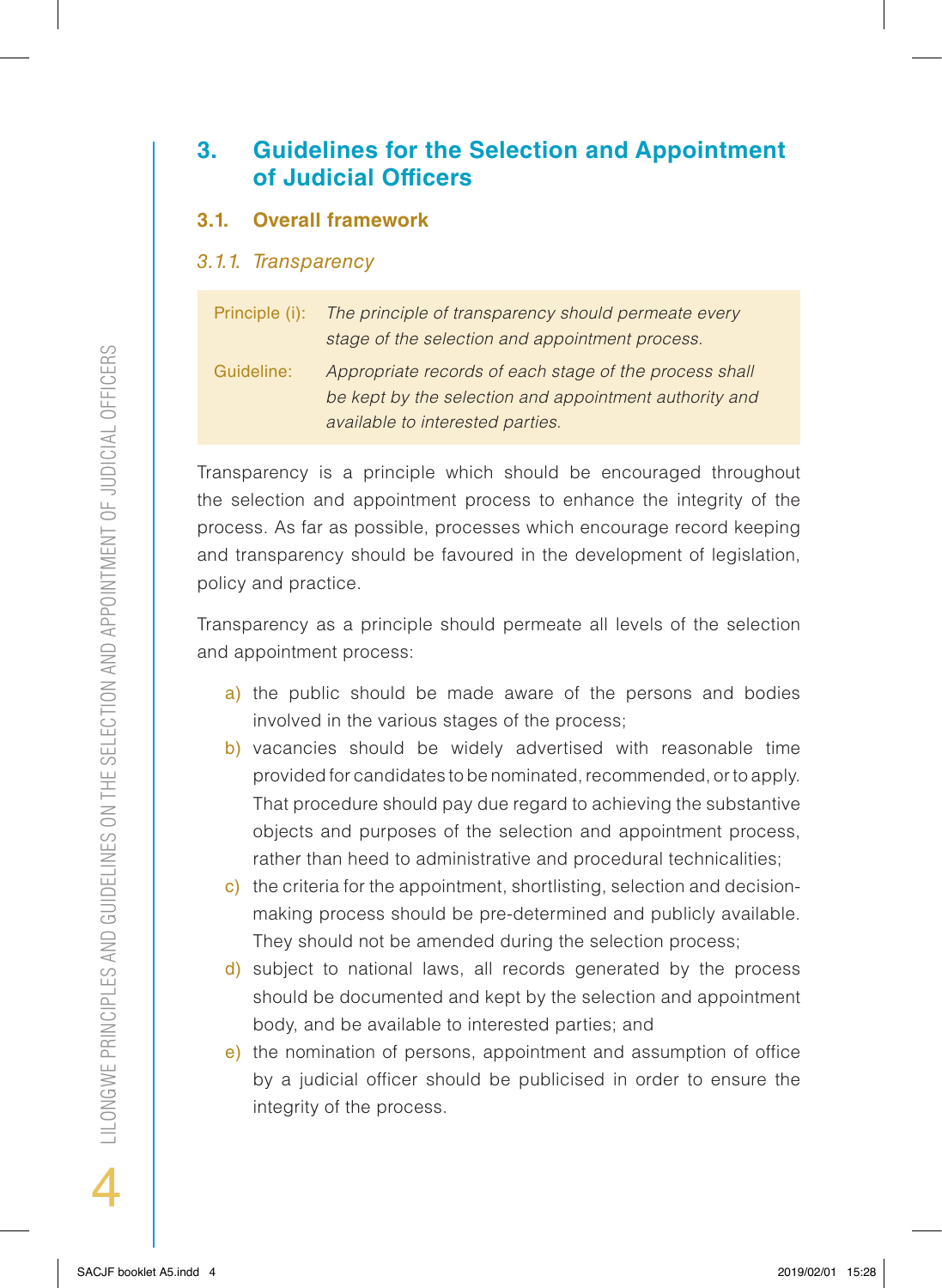## 3. Guidelines for the Selection and Appointment of Judicial Officers

### 3.1. Overall framework

#### *3.1.1. Transparency*

| | |
|---|---|
| Principle (i): | *The principle of transparency should permeate every stage of the selection and appointment process.* |
| Guideline: | *Appropriate records of each stage of the process shall be kept by the selection and appointment authority and available to interested parties.* |

Transparency is a principle which should be encouraged throughout the selection and appointment process to enhance the integrity of the process. As far as possible, processes which encourage record keeping and transparency should be favoured in the development of legislation, policy and practice.

Transparency as a principle should permeate all levels of the selection and appointment process:

a) the public should be made aware of the persons and bodies involved in the various stages of the process;
b) vacancies should be widely advertised with reasonable time provided for candidates to be nominated, recommended, or to apply. That procedure should pay due regard to achieving the substantive objects and purposes of the selection and appointment process, rather than heed to administrative and procedural technicalities;
c) the criteria for the appointment, shortlisting, selection and decision-making process should be pre-determined and publicly available. They should not be amended during the selection process;
d) subject to national laws, all records generated by the process should be documented and kept by the selection and appointment body, and be available to interested parties; and
e) the nomination of persons, appointment and assumption of office by a judicial officer should be publicised in order to ensure the integrity of the process.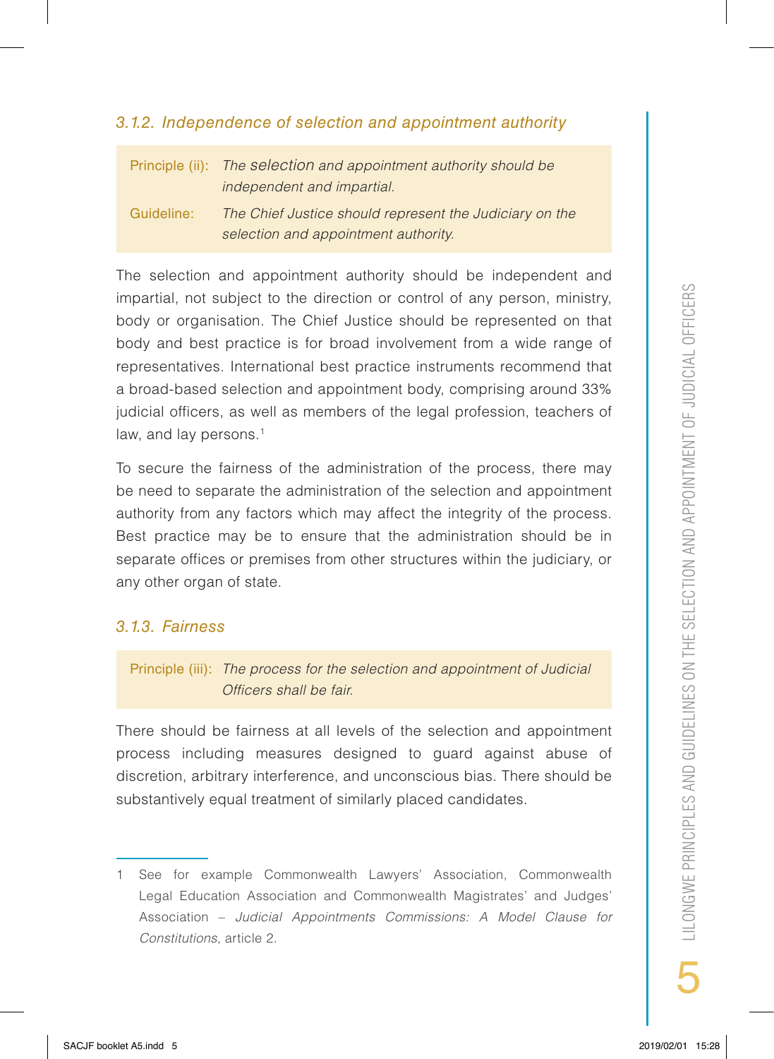### *3.1.2. Independence of selection and appointment authority*

| | |
|---|---|
| Principle (ii): | *The selection and appointment authority should be independent and impartial.* |
| Guideline: | *The Chief Justice should represent the Judiciary on the selection and appointment authority.* |

The selection and appointment authority should be independent and impartial, not subject to the direction or control of any person, ministry, body or organisation. The Chief Justice should be represented on that body and best practice is for broad involvement from a wide range of representatives. International best practice instruments recommend that a broad-based selection and appointment body, comprising around 33% judicial officers, as well as members of the legal profession, teachers of law, and lay persons.[1]

To secure the fairness of the administration of the process, there may be need to separate the administration of the selection and appointment authority from any factors which may affect the integrity of the process. Best practice may be to ensure that the administration should be in separate offices or premises from other structures within the judiciary, or any other organ of state.

### *3.1.3. Fairness*

| | |
|---|---|
| Principle (iii): | *The process for the selection and appointment of Judicial Officers shall be fair.* |

There should be fairness at all levels of the selection and appointment process including measures designed to guard against abuse of discretion, arbitrary interference, and unconscious bias. There should be substantively equal treatment of similarly placed candidates.

---

1 See for example Commonwealth Lawyers' Association, Commonwealth Legal Education Association and Commonwealth Magistrates' and Judges' Association – *Judicial Appointments Commissions: A Model Clause for Constitutions*, article 2.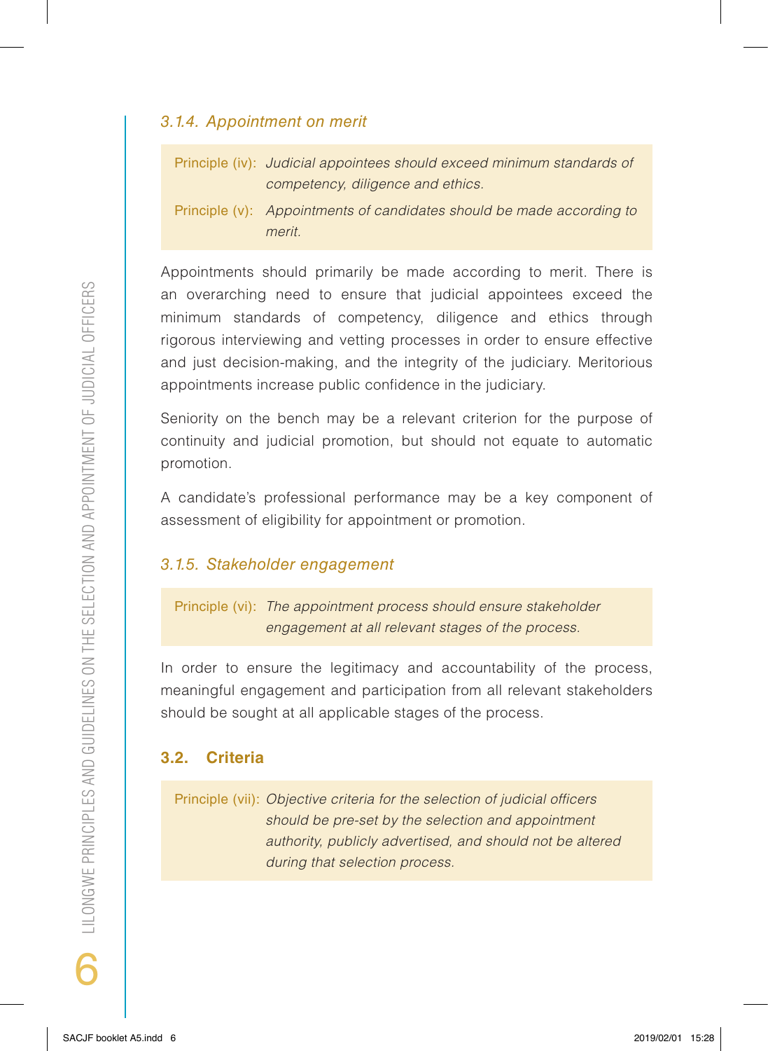### *3.1.4. Appointment on merit*

Principle (iv): *Judicial appointees should exceed minimum standards of competency, diligence and ethics.*

Principle (v): *Appointments of candidates should be made according to merit.*

Appointments should primarily be made according to merit. There is an overarching need to ensure that judicial appointees exceed the minimum standards of competency, diligence and ethics through rigorous interviewing and vetting processes in order to ensure effective and just decision-making, and the integrity of the judiciary. Meritorious appointments increase public confidence in the judiciary.

Seniority on the bench may be a relevant criterion for the purpose of continuity and judicial promotion, but should not equate to automatic promotion.

A candidate's professional performance may be a key component of assessment of eligibility for appointment or promotion.

### *3.1.5. Stakeholder engagement*

Principle (vi): *The appointment process should ensure stakeholder engagement at all relevant stages of the process.*

In order to ensure the legitimacy and accountability of the process, meaningful engagement and participation from all relevant stakeholders should be sought at all applicable stages of the process.

## 3.2. Criteria

Principle (vii): *Objective criteria for the selection of judicial officers should be pre-set by the selection and appointment authority, publicly advertised, and should not be altered during that selection process.*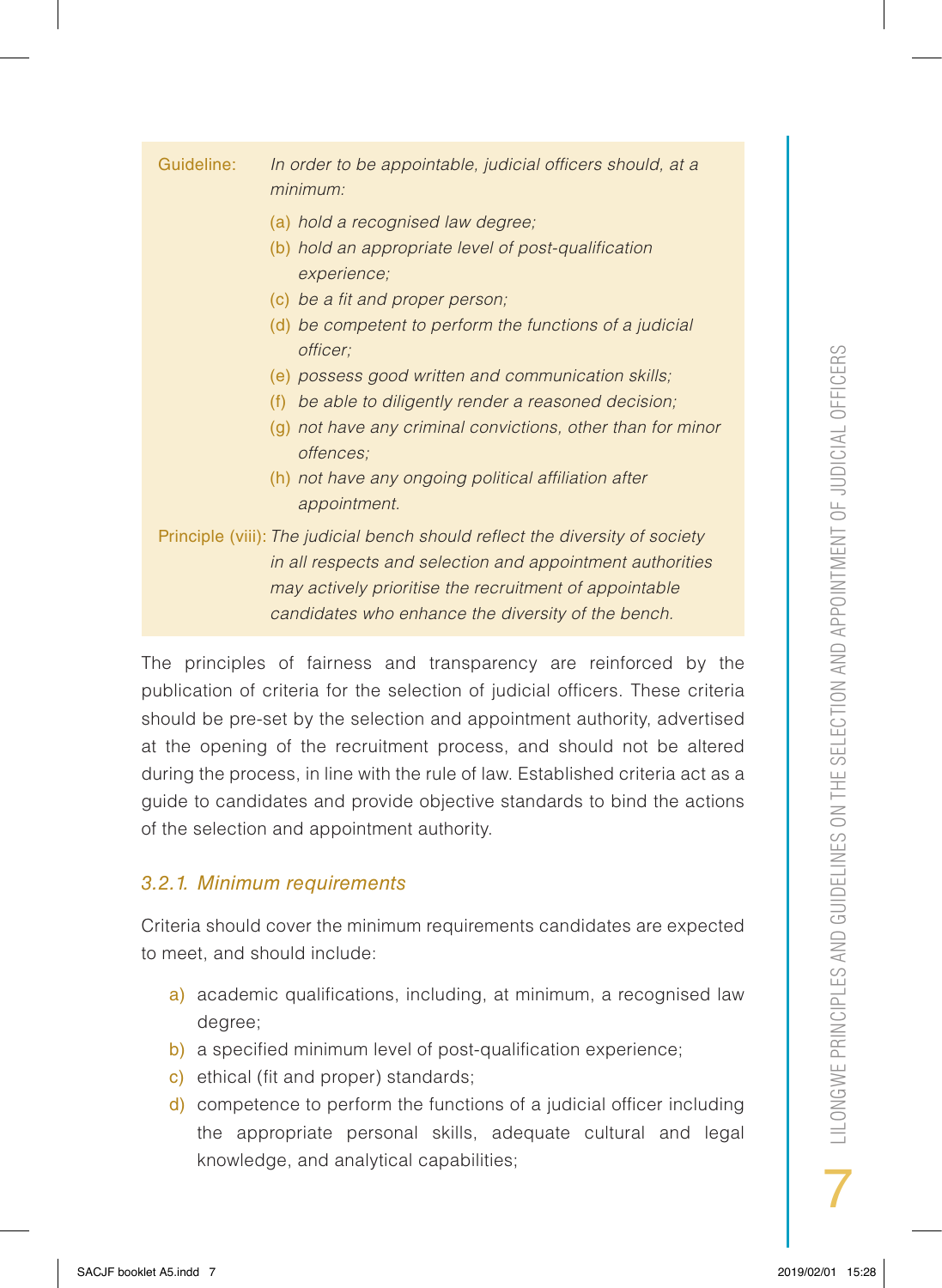Guideline: *In order to be appointable, judicial officers should, at a minimum:*

(a) *hold a recognised law degree;*
(b) *hold an appropriate level of post-qualification experience;*
(c) *be a fit and proper person;*
(d) *be competent to perform the functions of a judicial officer;*
(e) *possess good written and communication skills;*
(f) *be able to diligently render a reasoned decision;*
(g) *not have any criminal convictions, other than for minor offences;*
(h) *not have any ongoing political affiliation after appointment.*

Principle (viii): *The judicial bench should reflect the diversity of society in all respects and selection and appointment authorities may actively prioritise the recruitment of appointable candidates who enhance the diversity of the bench.*

The principles of fairness and transparency are reinforced by the publication of criteria for the selection of judicial officers. These criteria should be pre-set by the selection and appointment authority, advertised at the opening of the recruitment process, and should not be altered during the process, in line with the rule of law. Established criteria act as a guide to candidates and provide objective standards to bind the actions of the selection and appointment authority.

### *3.2.1. Minimum requirements*

Criteria should cover the minimum requirements candidates are expected to meet, and should include:

a) academic qualifications, including, at minimum, a recognised law degree;
b) a specified minimum level of post-qualification experience;
c) ethical (fit and proper) standards;
d) competence to perform the functions of a judicial officer including the appropriate personal skills, adequate cultural and legal knowledge, and analytical capabilities;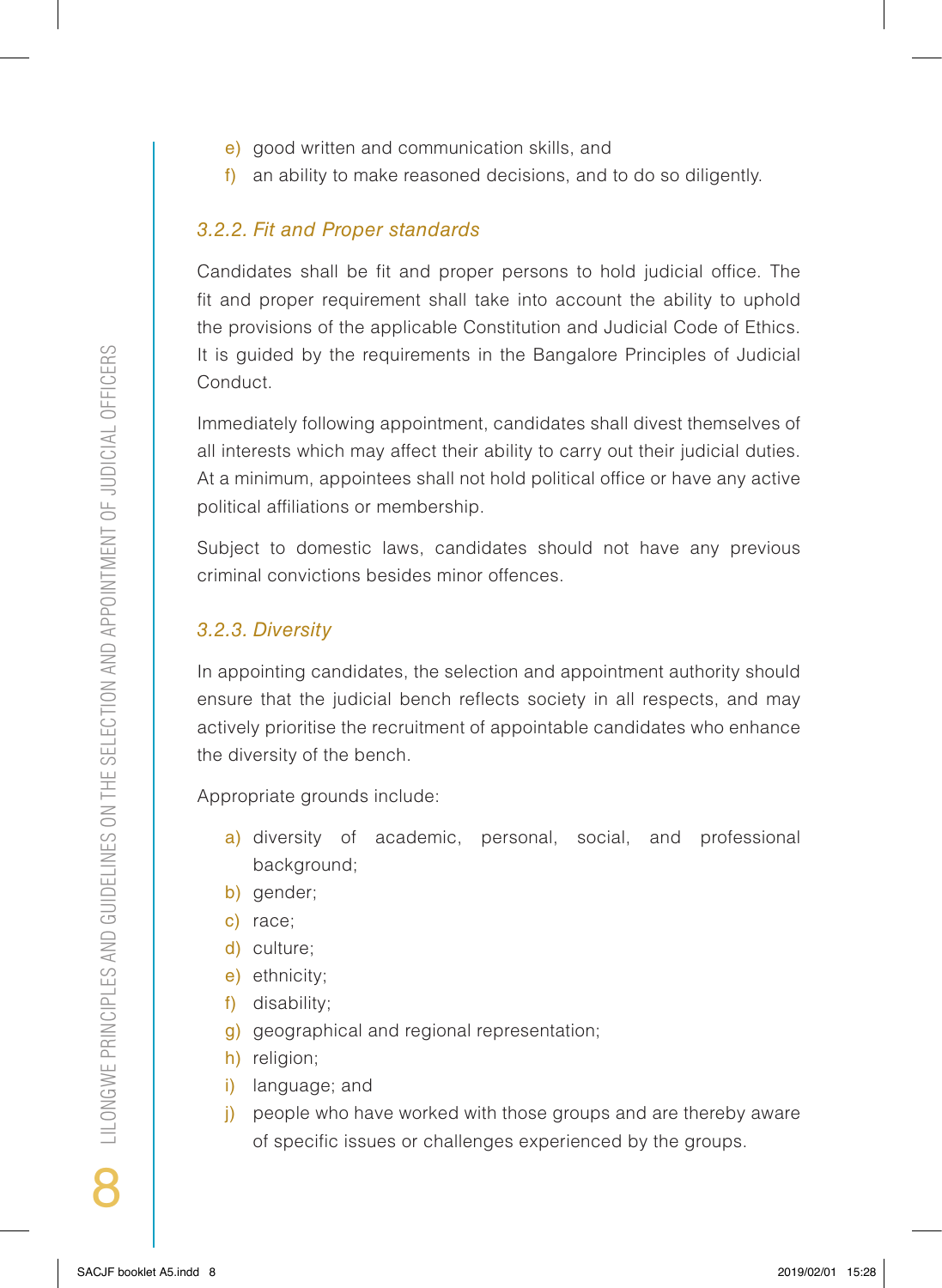e) good written and communication skills, and
f) an ability to make reasoned decisions, and to do so diligently.

### *3.2.2. Fit and Proper standards*

Candidates shall be fit and proper persons to hold judicial office. The fit and proper requirement shall take into account the ability to uphold the provisions of the applicable Constitution and Judicial Code of Ethics. It is guided by the requirements in the Bangalore Principles of Judicial Conduct.

Immediately following appointment, candidates shall divest themselves of all interests which may affect their ability to carry out their judicial duties. At a minimum, appointees shall not hold political office or have any active political affiliations or membership.

Subject to domestic laws, candidates should not have any previous criminal convictions besides minor offences.

### *3.2.3. Diversity*

In appointing candidates, the selection and appointment authority should ensure that the judicial bench reflects society in all respects, and may actively prioritise the recruitment of appointable candidates who enhance the diversity of the bench.

Appropriate grounds include:

a) diversity of academic, personal, social, and professional background;
b) gender;
c) race;
d) culture;
e) ethnicity;
f) disability;
g) geographical and regional representation;
h) religion;
i) language; and
j) people who have worked with those groups and are thereby aware of specific issues or challenges experienced by the groups.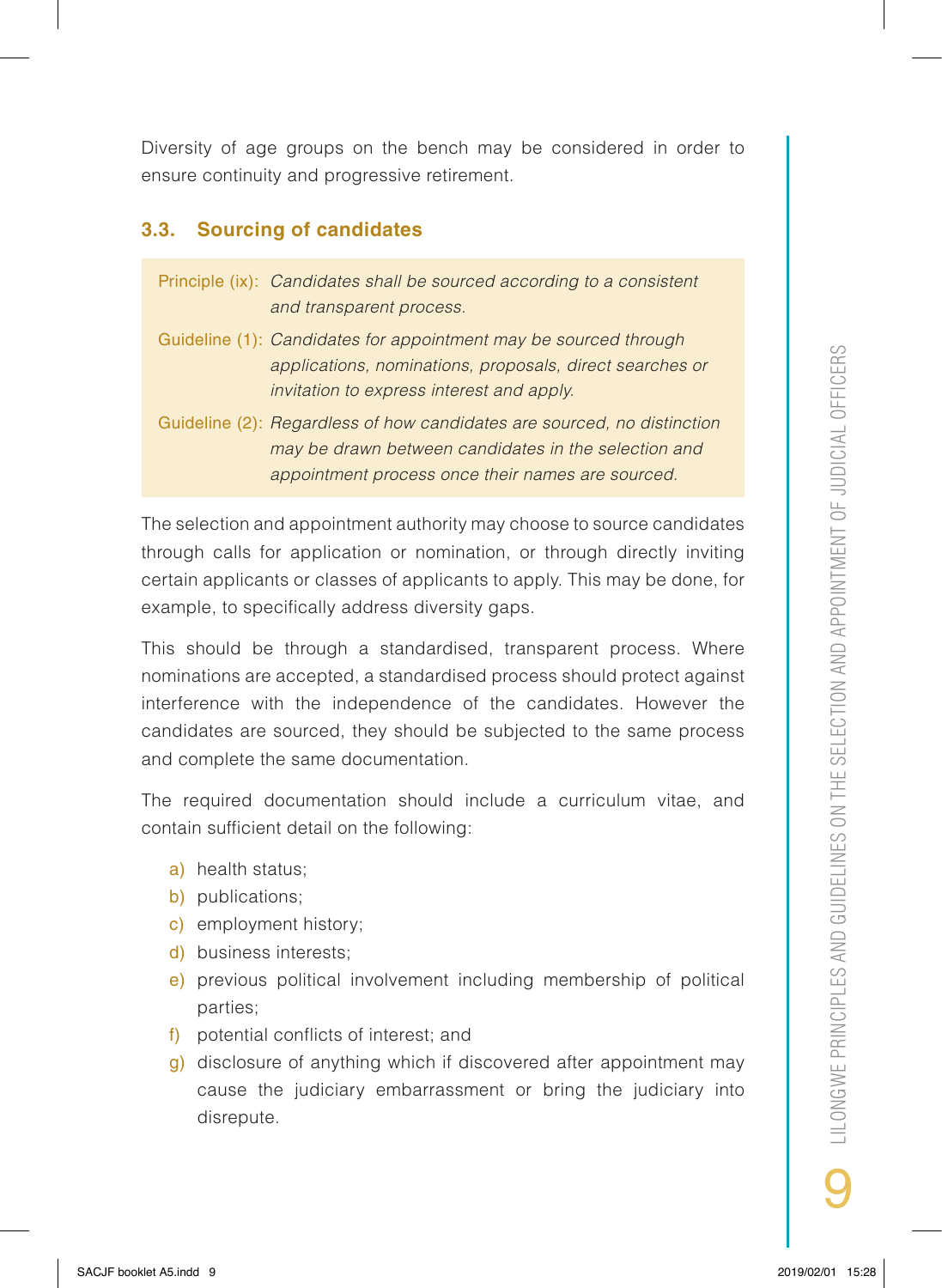Diversity of age groups on the bench may be considered in order to ensure continuity and progressive retirement.

### 3.3. Sourcing of candidates

Principle (ix): *Candidates shall be sourced according to a consistent and transparent process.*

Guideline (1): *Candidates for appointment may be sourced through applications, nominations, proposals, direct searches or invitation to express interest and apply.*

Guideline (2): *Regardless of how candidates are sourced, no distinction may be drawn between candidates in the selection and appointment process once their names are sourced.*

The selection and appointment authority may choose to source candidates through calls for application or nomination, or through directly inviting certain applicants or classes of applicants to apply. This may be done, for example, to specifically address diversity gaps.

This should be through a standardised, transparent process. Where nominations are accepted, a standardised process should protect against interference with the independence of the candidates. However the candidates are sourced, they should be subjected to the same process and complete the same documentation.

The required documentation should include a curriculum vitae, and contain sufficient detail on the following:

a) health status;
b) publications;
c) employment history;
d) business interests;
e) previous political involvement including membership of political parties;
f) potential conflicts of interest; and
g) disclosure of anything which if discovered after appointment may cause the judiciary embarrassment or bring the judiciary into disrepute.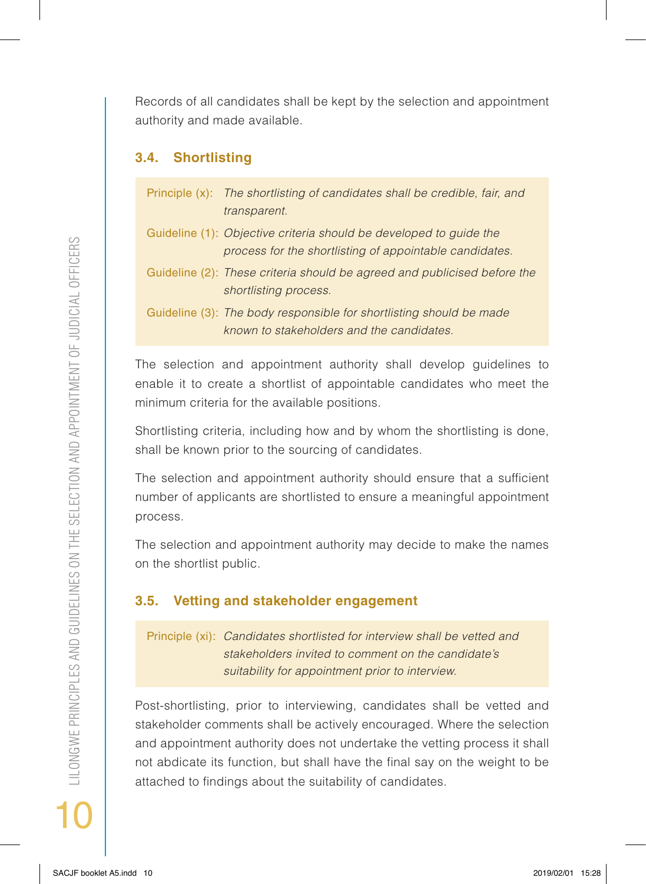Records of all candidates shall be kept by the selection and appointment authority and made available.

### 3.4. Shortlisting

Principle (x): *The shortlisting of candidates shall be credible, fair, and transparent.*

Guideline (1): *Objective criteria should be developed to guide the process for the shortlisting of appointable candidates.*

Guideline (2): *These criteria should be agreed and publicised before the shortlisting process.*

Guideline (3): *The body responsible for shortlisting should be made known to stakeholders and the candidates.*

The selection and appointment authority shall develop guidelines to enable it to create a shortlist of appointable candidates who meet the minimum criteria for the available positions.

Shortlisting criteria, including how and by whom the shortlisting is done, shall be known prior to the sourcing of candidates.

The selection and appointment authority should ensure that a sufficient number of applicants are shortlisted to ensure a meaningful appointment process.

The selection and appointment authority may decide to make the names on the shortlist public.

### 3.5. Vetting and stakeholder engagement

Principle (xi): *Candidates shortlisted for interview shall be vetted and stakeholders invited to comment on the candidate's suitability for appointment prior to interview.*

Post-shortlisting, prior to interviewing, candidates shall be vetted and stakeholder comments shall be actively encouraged. Where the selection and appointment authority does not undertake the vetting process it shall not abdicate its function, but shall have the final say on the weight to be attached to findings about the suitability of candidates.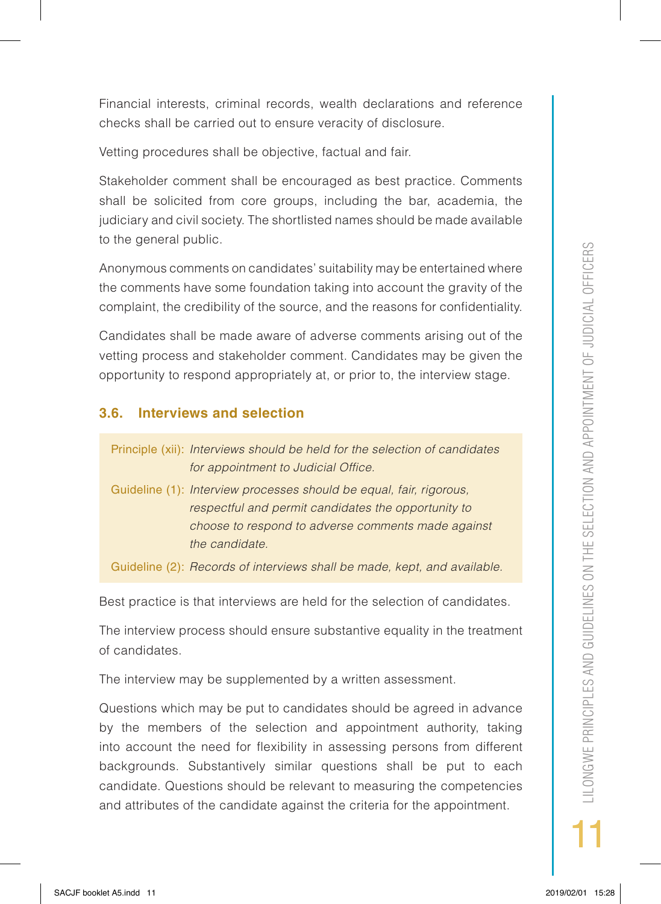Financial interests, criminal records, wealth declarations and reference checks shall be carried out to ensure veracity of disclosure.

Vetting procedures shall be objective, factual and fair.

Stakeholder comment shall be encouraged as best practice. Comments shall be solicited from core groups, including the bar, academia, the judiciary and civil society. The shortlisted names should be made available to the general public.

Anonymous comments on candidates' suitability may be entertained where the comments have some foundation taking into account the gravity of the complaint, the credibility of the source, and the reasons for confidentiality.

Candidates shall be made aware of adverse comments arising out of the vetting process and stakeholder comment. Candidates may be given the opportunity to respond appropriately at, or prior to, the interview stage.

### 3.6. Interviews and selection

Principle (xii): *Interviews should be held for the selection of candidates for appointment to Judicial Office.*

Guideline (1): *Interview processes should be equal, fair, rigorous, respectful and permit candidates the opportunity to choose to respond to adverse comments made against the candidate.*

Guideline (2): *Records of interviews shall be made, kept, and available.*

Best practice is that interviews are held for the selection of candidates.

The interview process should ensure substantive equality in the treatment of candidates.

The interview may be supplemented by a written assessment.

Questions which may be put to candidates should be agreed in advance by the members of the selection and appointment authority, taking into account the need for flexibility in assessing persons from different backgrounds. Substantively similar questions shall be put to each candidate. Questions should be relevant to measuring the competencies and attributes of the candidate against the criteria for the appointment.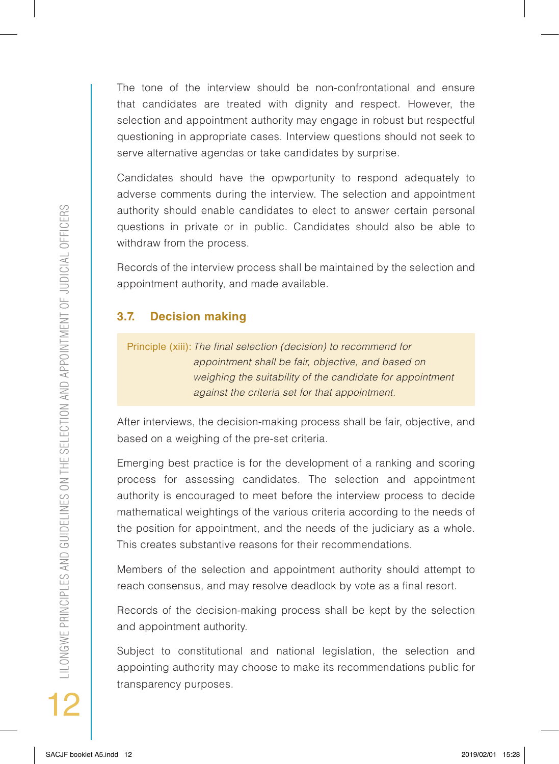The tone of the interview should be non-confrontational and ensure that candidates are treated with dignity and respect. However, the selection and appointment authority may engage in robust but respectful questioning in appropriate cases. Interview questions should not seek to serve alternative agendas or take candidates by surprise.

Candidates should have the opwportunity to respond adequately to adverse comments during the interview. The selection and appointment authority should enable candidates to elect to answer certain personal questions in private or in public. Candidates should also be able to withdraw from the process.

Records of the interview process shall be maintained by the selection and appointment authority, and made available.

### 3.7. Decision making

> Principle (xiii): *The final selection (decision) to recommend for appointment shall be fair, objective, and based on weighing the suitability of the candidate for appointment against the criteria set for that appointment.*

After interviews, the decision-making process shall be fair, objective, and based on a weighing of the pre-set criteria.

Emerging best practice is for the development of a ranking and scoring process for assessing candidates. The selection and appointment authority is encouraged to meet before the interview process to decide mathematical weightings of the various criteria according to the needs of the position for appointment, and the needs of the judiciary as a whole. This creates substantive reasons for their recommendations.

Members of the selection and appointment authority should attempt to reach consensus, and may resolve deadlock by vote as a final resort.

Records of the decision-making process shall be kept by the selection and appointment authority.

Subject to constitutional and national legislation, the selection and appointing authority may choose to make its recommendations public for transparency purposes.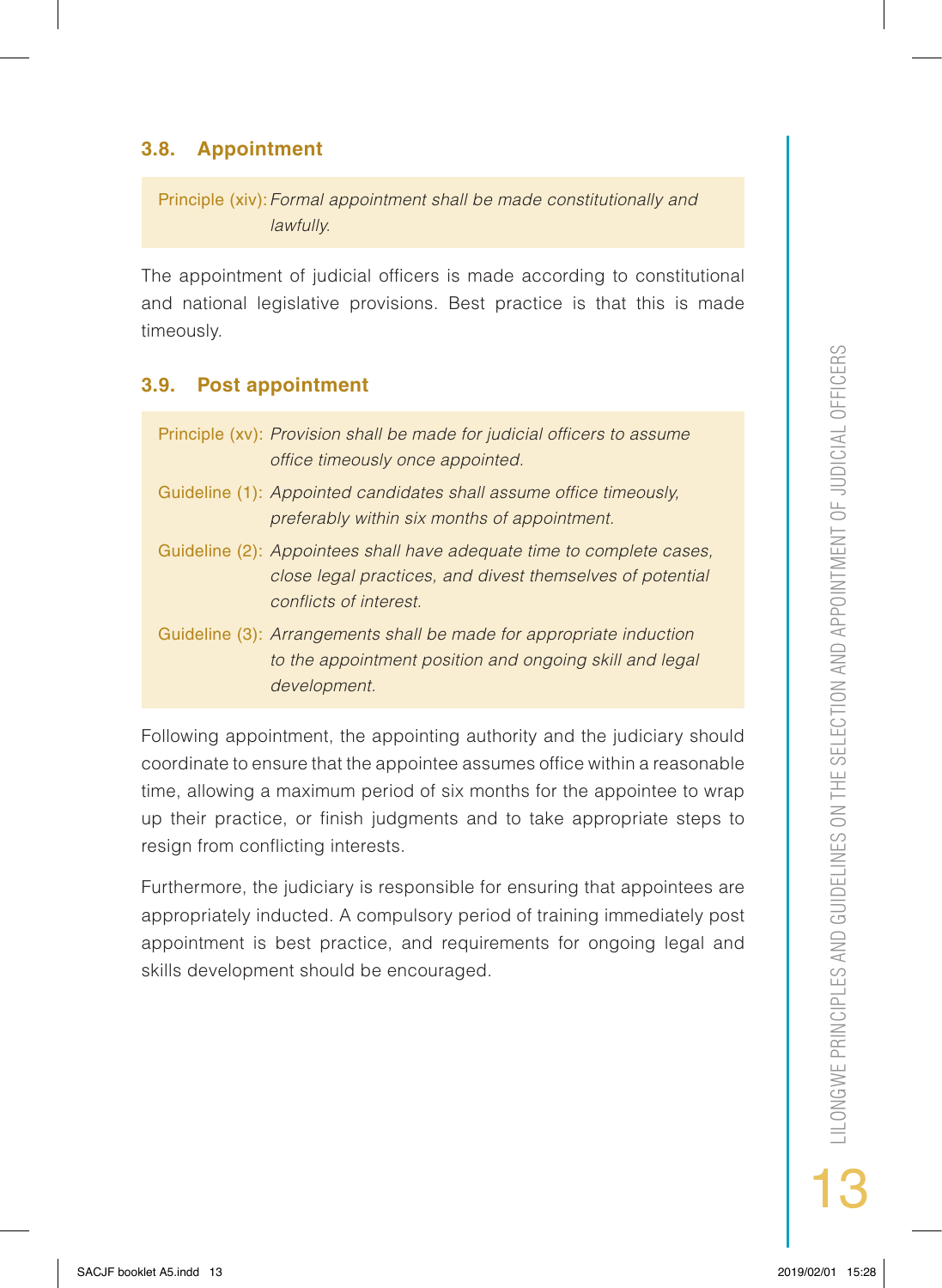### 3.8. Appointment

Principle (xiv): *Formal appointment shall be made constitutionally and lawfully.*

The appointment of judicial officers is made according to constitutional and national legislative provisions. Best practice is that this is made timeously.

### 3.9. Post appointment

Principle (xv): *Provision shall be made for judicial officers to assume office timeously once appointed.*

Guideline (1): *Appointed candidates shall assume office timeously, preferably within six months of appointment.*

Guideline (2): *Appointees shall have adequate time to complete cases, close legal practices, and divest themselves of potential conflicts of interest.*

Guideline (3): *Arrangements shall be made for appropriate induction to the appointment position and ongoing skill and legal development.*

Following appointment, the appointing authority and the judiciary should coordinate to ensure that the appointee assumes office within a reasonable time, allowing a maximum period of six months for the appointee to wrap up their practice, or finish judgments and to take appropriate steps to resign from conflicting interests.

Furthermore, the judiciary is responsible for ensuring that appointees are appropriately inducted. A compulsory period of training immediately post appointment is best practice, and requirements for ongoing legal and skills development should be encouraged.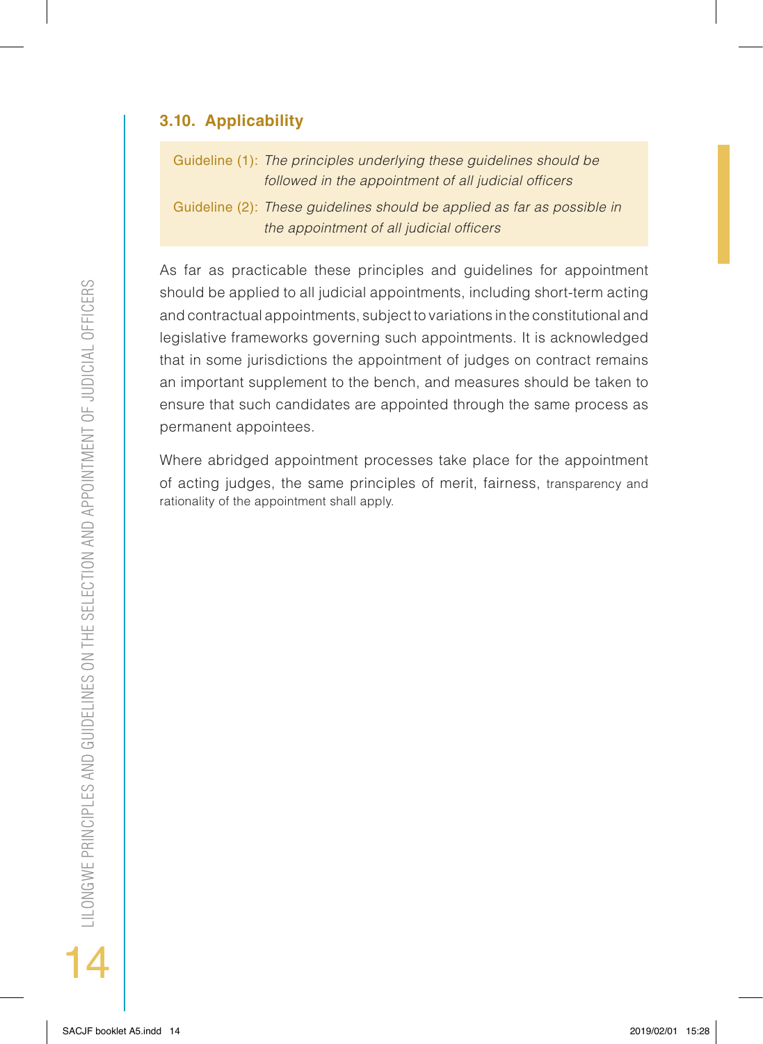### 3.10. Applicability

Guideline (1): *The principles underlying these guidelines should be followed in the appointment of all judicial officers*

Guideline (2): *These guidelines should be applied as far as possible in the appointment of all judicial officers*

As far as practicable these principles and guidelines for appointment should be applied to all judicial appointments, including short-term acting and contractual appointments, subject to variations in the constitutional and legislative frameworks governing such appointments. It is acknowledged that in some jurisdictions the appointment of judges on contract remains an important supplement to the bench, and measures should be taken to ensure that such candidates are appointed through the same process as permanent appointees.

Where abridged appointment processes take place for the appointment of acting judges, the same principles of merit, fairness, transparency and rationality of the appointment shall apply.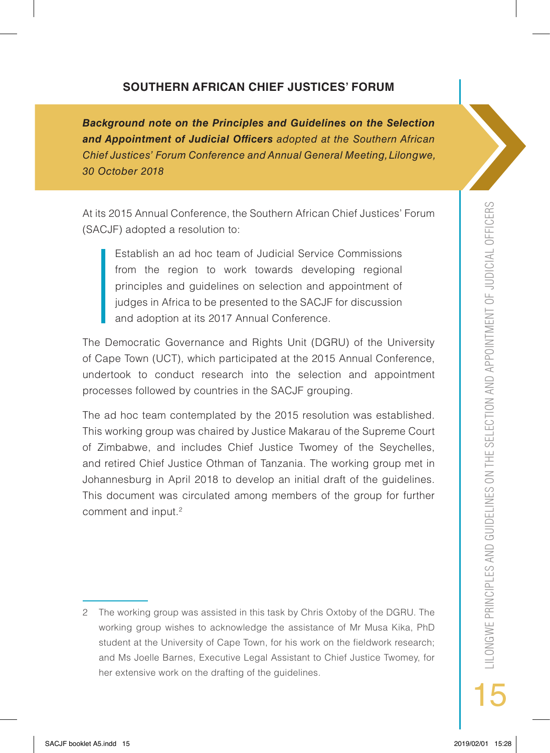## SOUTHERN AFRICAN CHIEF JUSTICES' FORUM

***Background note on the Principles and Guidelines on the Selection and Appointment of Judicial Officers** adopted at the Southern African Chief Justices' Forum Conference and Annual General Meeting, Lilongwe, 30 October 2018*

At its 2015 Annual Conference, the Southern African Chief Justices' Forum (SACJF) adopted a resolution to:

> Establish an ad hoc team of Judicial Service Commissions from the region to work towards developing regional principles and guidelines on selection and appointment of judges in Africa to be presented to the SACJF for discussion and adoption at its 2017 Annual Conference.

The Democratic Governance and Rights Unit (DGRU) of the University of Cape Town (UCT), which participated at the 2015 Annual Conference, undertook to conduct research into the selection and appointment processes followed by countries in the SACJF grouping.

The ad hoc team contemplated by the 2015 resolution was established. This working group was chaired by Justice Makarau of the Supreme Court of Zimbabwe, and includes Chief Justice Twomey of the Seychelles, and retired Chief Justice Othman of Tanzania. The working group met in Johannesburg in April 2018 to develop an initial draft of the guidelines. This document was circulated among members of the group for further comment and input.[2]

---

2 The working group was assisted in this task by Chris Oxtoby of the DGRU. The working group wishes to acknowledge the assistance of Mr Musa Kika, PhD student at the University of Cape Town, for his work on the fieldwork research; and Ms Joelle Barnes, Executive Legal Assistant to Chief Justice Twomey, for her extensive work on the drafting of the guidelines.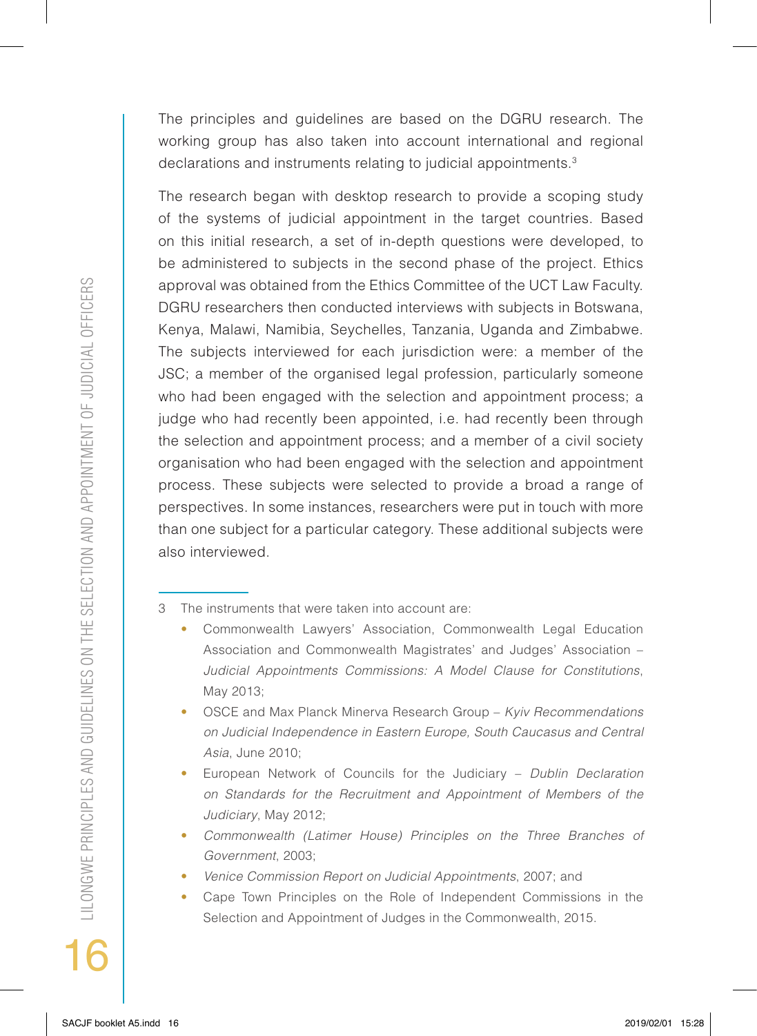The principles and guidelines are based on the DGRU research. The working group has also taken into account international and regional declarations and instruments relating to judicial appointments.[3]

The research began with desktop research to provide a scoping study of the systems of judicial appointment in the target countries. Based on this initial research, a set of in-depth questions were developed, to be administered to subjects in the second phase of the project. Ethics approval was obtained from the Ethics Committee of the UCT Law Faculty. DGRU researchers then conducted interviews with subjects in Botswana, Kenya, Malawi, Namibia, Seychelles, Tanzania, Uganda and Zimbabwe. The subjects interviewed for each jurisdiction were: a member of the JSC; a member of the organised legal profession, particularly someone who had been engaged with the selection and appointment process; a judge who had recently been appointed, i.e. had recently been through the selection and appointment process; and a member of a civil society organisation who had been engaged with the selection and appointment process. These subjects were selected to provide a broad a range of perspectives. In some instances, researchers were put in touch with more than one subject for a particular category. These additional subjects were also interviewed.

---

3 The instruments that were taken into account are:

- Commonwealth Lawyers' Association, Commonwealth Legal Education Association and Commonwealth Magistrates' and Judges' Association – *Judicial Appointments Commissions: A Model Clause for Constitutions*, May 2013;
- OSCE and Max Planck Minerva Research Group – *Kyiv Recommendations on Judicial Independence in Eastern Europe, South Caucasus and Central Asia*, June 2010;
- European Network of Councils for the Judiciary – *Dublin Declaration on Standards for the Recruitment and Appointment of Members of the Judiciary*, May 2012;
- *Commonwealth (Latimer House) Principles on the Three Branches of Government*, 2003;
- *Venice Commission Report on Judicial Appointments*, 2007; and
- Cape Town Principles on the Role of Independent Commissions in the Selection and Appointment of Judges in the Commonwealth, 2015.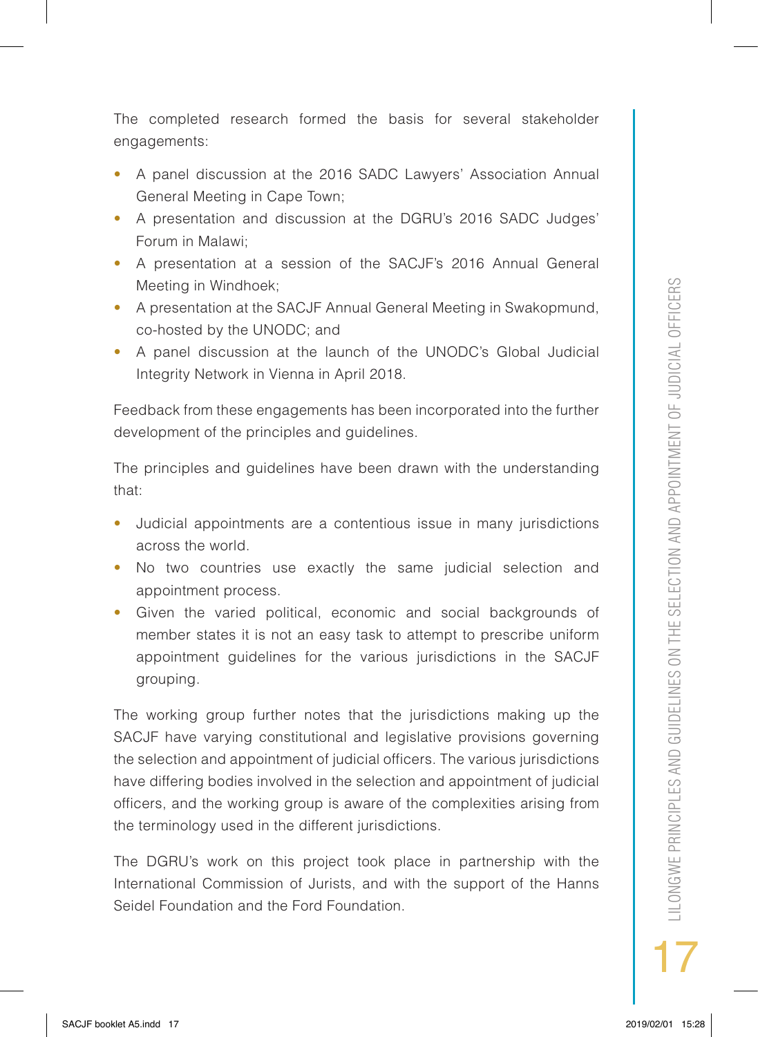The completed research formed the basis for several stakeholder engagements:

- A panel discussion at the 2016 SADC Lawyers' Association Annual General Meeting in Cape Town;
- A presentation and discussion at the DGRU's 2016 SADC Judges' Forum in Malawi;
- A presentation at a session of the SACJF's 2016 Annual General Meeting in Windhoek;
- A presentation at the SACJF Annual General Meeting in Swakopmund, co-hosted by the UNODC; and
- A panel discussion at the launch of the UNODC's Global Judicial Integrity Network in Vienna in April 2018.

Feedback from these engagements has been incorporated into the further development of the principles and guidelines.

The principles and guidelines have been drawn with the understanding that:

- Judicial appointments are a contentious issue in many jurisdictions across the world.
- No two countries use exactly the same judicial selection and appointment process.
- Given the varied political, economic and social backgrounds of member states it is not an easy task to attempt to prescribe uniform appointment guidelines for the various jurisdictions in the SACJF grouping.

The working group further notes that the jurisdictions making up the SACJF have varying constitutional and legislative provisions governing the selection and appointment of judicial officers. The various jurisdictions have differing bodies involved in the selection and appointment of judicial officers, and the working group is aware of the complexities arising from the terminology used in the different jurisdictions.

The DGRU's work on this project took place in partnership with the International Commission of Jurists, and with the support of the Hanns Seidel Foundation and the Ford Foundation.